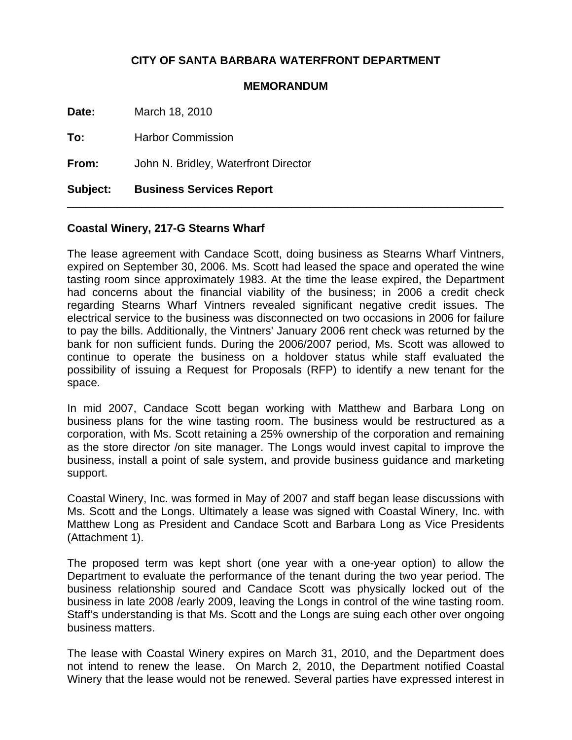**CITY OF SANTA BARBARA WATERFRONT DEPARTMENT**

**MEMORANDUM**

**Date:** March 18, 2010

**To:** Harbor Commission

**From:** John N. Bridley, Waterfront Director

**Subject:** **Business Services Report**

---

**Coastal Winery, 217-G Stearns Wharf**

The lease agreement with Candace Scott, doing business as Stearns Wharf Vintners, expired on September 30, 2006. Ms. Scott had leased the space and operated the wine tasting room since approximately 1983. At the time the lease expired, the Department had concerns about the financial viability of the business; in 2006 a credit check regarding Stearns Wharf Vintners revealed significant negative credit issues. The electrical service to the business was disconnected on two occasions in 2006 for failure to pay the bills. Additionally, the Vintners' January 2006 rent check was returned by the bank for non sufficient funds. During the 2006/2007 period, Ms. Scott was allowed to continue to operate the business on a holdover status while staff evaluated the possibility of issuing a Request for Proposals (RFP) to identify a new tenant for the space.

In mid 2007, Candace Scott began working with Matthew and Barbara Long on business plans for the wine tasting room. The business would be restructured as a corporation, with Ms. Scott retaining a 25% ownership of the corporation and remaining as the store director /on site manager. The Longs would invest capital to improve the business, install a point of sale system, and provide business guidance and marketing support.

Coastal Winery, Inc. was formed in May of 2007 and staff began lease discussions with Ms. Scott and the Longs. Ultimately a lease was signed with Coastal Winery, Inc. with Matthew Long as President and Candace Scott and Barbara Long as Vice Presidents (Attachment 1).

The proposed term was kept short (one year with a one-year option) to allow the Department to evaluate the performance of the tenant during the two year period. The business relationship soured and Candace Scott was physically locked out of the business in late 2008 /early 2009, leaving the Longs in control of the wine tasting room. Staff's understanding is that Ms. Scott and the Longs are suing each other over ongoing business matters.

The lease with Coastal Winery expires on March 31, 2010, and the Department does not intend to renew the lease. On March 2, 2010, the Department notified Coastal Winery that the lease would not be renewed. Several parties have expressed interest in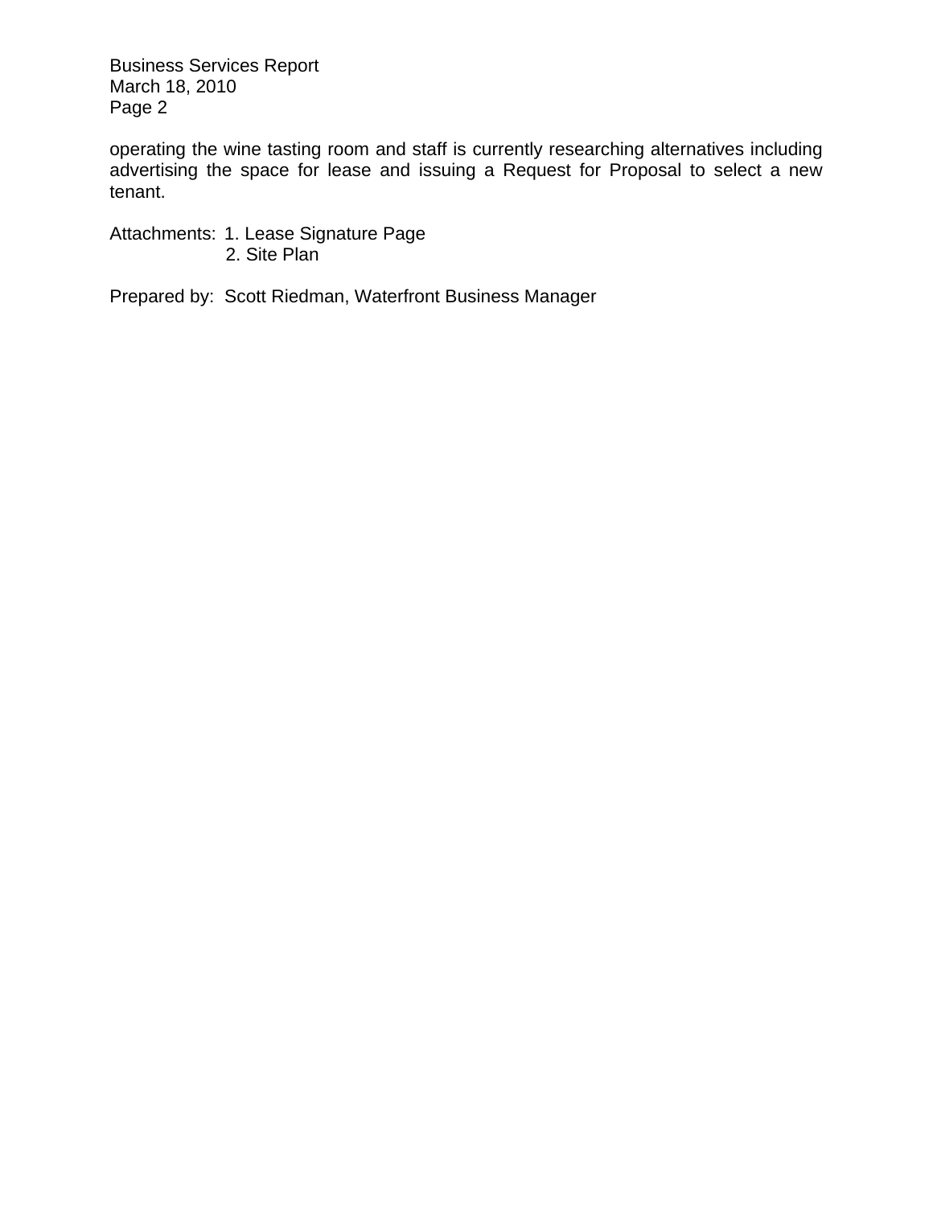operating the wine tasting room and staff is currently researching alternatives including advertising the space for lease and issuing a Request for Proposal to select a new tenant.

Attachments: 1. Lease Signature Page
2. Site Plan

Prepared by: Scott Riedman, Waterfront Business Manager